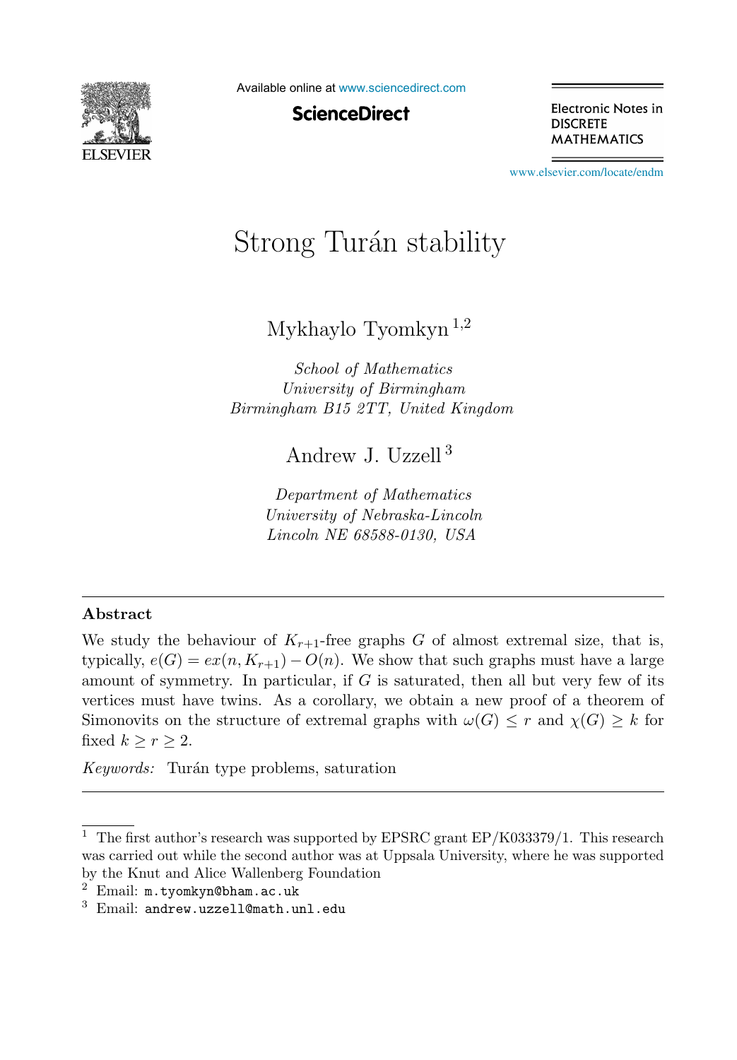# Strong Turán stability

Mykhaylo Tyomkyn [1,2]

*School of Mathematics*
*University of Birmingham*
*Birmingham B15 2TT, United Kingdom*

Andrew J. Uzzell [3]

*Department of Mathematics*
*University of Nebraska-Lincoln*
*Lincoln NE 68588-0130, USA*

---

## Abstract

We study the behaviour of $K_{r+1}$-free graphs $G$ of almost extremal size, that is, typically, $e(G) = ex(n, K_{r+1}) - O(n)$. We show that such graphs must have a large amount of symmetry. In particular, if $G$ is saturated, then all but very few of its vertices must have twins. As a corollary, we obtain a new proof of a theorem of Simonovits on the structure of extremal graphs with $\omega(G) \leq r$ and $\chi(G) \geq k$ for fixed $k \geq r \geq 2$.

*Keywords:* Turán type problems, saturation

---

[1] The first author's research was supported by EPSRC grant EP/K033379/1. This research was carried out while the second author was at Uppsala University, where he was supported by the Knut and Alice Wallenberg Foundation

[2] Email: `m.tyomkyn@bham.ac.uk`

[3] Email: `andrew.uzzell@math.unl.edu`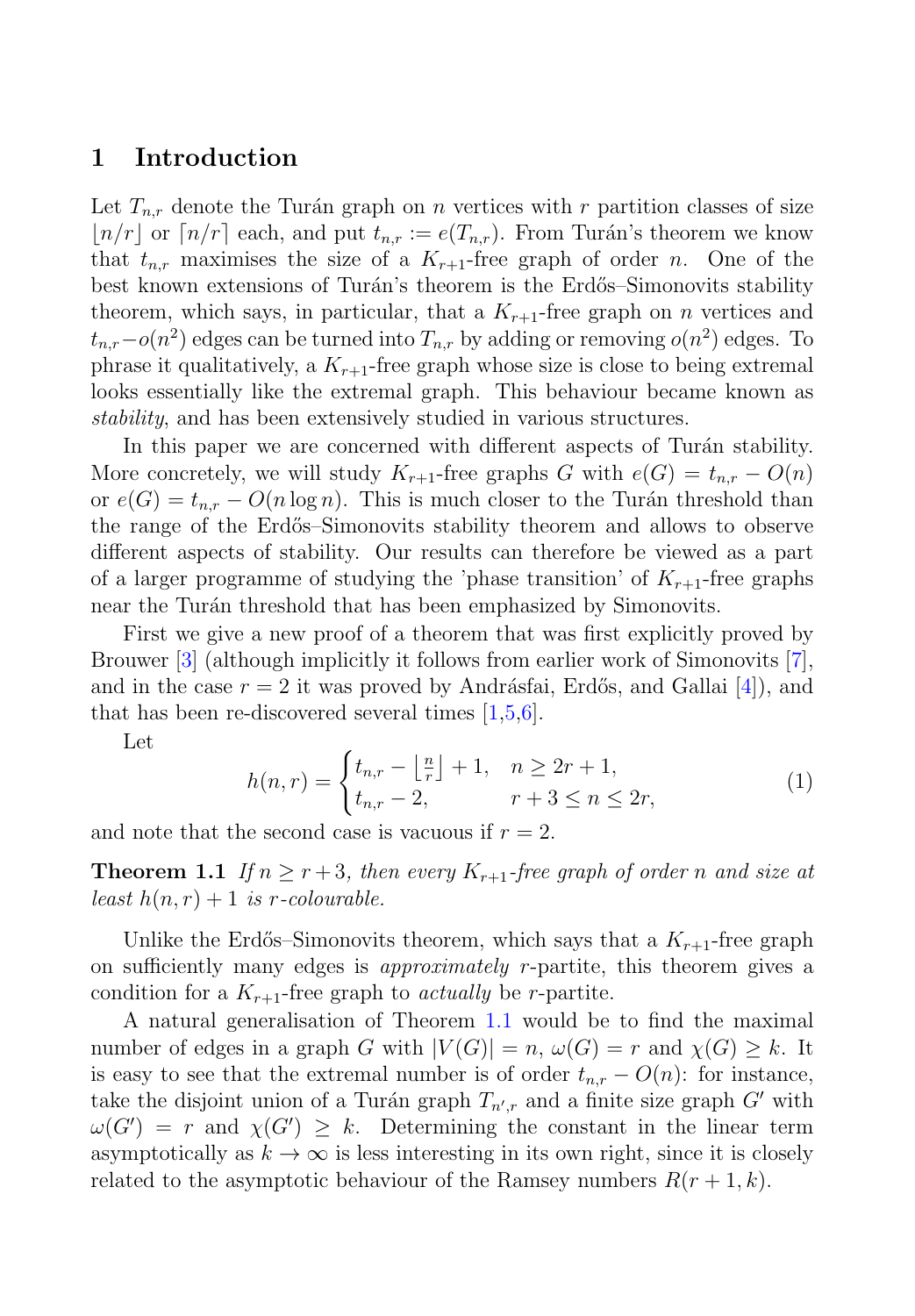## 1 Introduction

Let $T_{n,r}$ denote the Turán graph on $n$ vertices with $r$ partition classes of size $\lfloor n/r \rfloor$ or $\lceil n/r \rceil$ each, and put $t_{n,r} := e(T_{n,r})$. From Turán's theorem we know that $t_{n,r}$ maximises the size of a $K_{r+1}$-free graph of order $n$. One of the best known extensions of Turán's theorem is the Erdős–Simonovits stability theorem, which says, in particular, that a $K_{r+1}$-free graph on $n$ vertices and $t_{n,r} - o(n^2)$ edges can be turned into $T_{n,r}$ by adding or removing $o(n^2)$ edges. To phrase it qualitatively, a $K_{r+1}$-free graph whose size is close to being extremal looks essentially like the extremal graph. This behaviour became known as *stability*, and has been extensively studied in various structures.

In this paper we are concerned with different aspects of Turán stability. More concretely, we will study $K_{r+1}$-free graphs $G$ with $e(G) = t_{n,r} - O(n)$ or $e(G) = t_{n,r} - O(n \log n)$. This is much closer to the Turán threshold than the range of the Erdős–Simonovits stability theorem and allows to observe different aspects of stability. Our results can therefore be viewed as a part of a larger programme of studying the 'phase transition' of $K_{r+1}$-free graphs near the Turán threshold that has been emphasized by Simonovits.

First we give a new proof of a theorem that was first explicitly proved by Brouwer [3] (although implicitly it follows from earlier work of Simonovits [7], and in the case $r = 2$ it was proved by Andrásfai, Erdős, and Gallai [4]), and that has been re-discovered several times [1,5,6].

Let

$$h(n,r) = \begin{cases} t_{n,r} - \left\lfloor \frac{n}{r} \right\rfloor + 1, & n \geq 2r+1, \\ t_{n,r} - 2, & r+3 \leq n \leq 2r, \end{cases} \tag{1}$$

and note that the second case is vacuous if $r = 2$.

**Theorem 1.1** *If $n \geq r+3$, then every $K_{r+1}$-free graph of order $n$ and size at least $h(n,r)+1$ is $r$-colourable.*

Unlike the Erdős–Simonovits theorem, which says that a $K_{r+1}$-free graph on sufficiently many edges is *approximately* $r$-partite, this theorem gives a condition for a $K_{r+1}$-free graph to *actually* be $r$-partite.

A natural generalisation of Theorem 1.1 would be to find the maximal number of edges in a graph $G$ with $|V(G)| = n$, $\omega(G) = r$ and $\chi(G) \geq k$. It is easy to see that the extremal number is of order $t_{n,r} - O(n)$: for instance, take the disjoint union of a Turán graph $T_{n',r}$ and a finite size graph $G'$ with $\omega(G') = r$ and $\chi(G') \geq k$. Determining the constant in the linear term asymptotically as $k \to \infty$ is less interesting in its own right, since it is closely related to the asymptotic behaviour of the Ramsey numbers $R(r+1,k)$.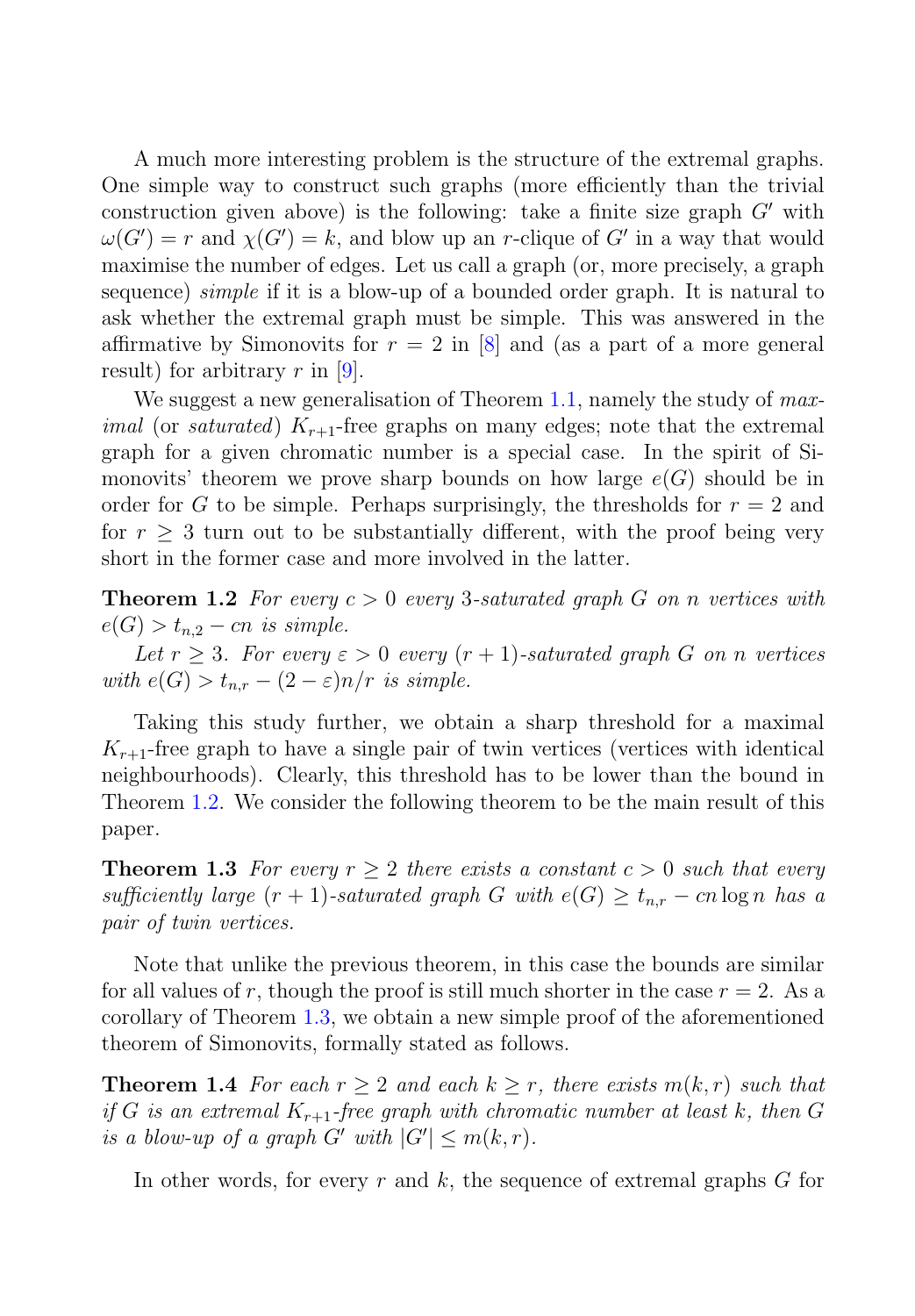A much more interesting problem is the structure of the extremal graphs. One simple way to construct such graphs (more efficiently than the trivial construction given above) is the following: take a finite size graph $G'$ with $\omega(G') = r$ and $\chi(G') = k$, and blow up an $r$-clique of $G'$ in a way that would maximise the number of edges. Let us call a graph (or, more precisely, a graph sequence) *simple* if it is a blow-up of a bounded order graph. It is natural to ask whether the extremal graph must be simple. This was answered in the affirmative by Simonovits for $r = 2$ in [8] and (as a part of a more general result) for arbitrary $r$ in [9].

We suggest a new generalisation of Theorem 1.1, namely the study of *maximal* (or *saturated*) $K_{r+1}$-free graphs on many edges; note that the extremal graph for a given chromatic number is a special case. In the spirit of Simonovits' theorem we prove sharp bounds on how large $e(G)$ should be in order for $G$ to be simple. Perhaps surprisingly, the thresholds for $r = 2$ and for $r \geq 3$ turn out to be substantially different, with the proof being very short in the former case and more involved in the latter.

**Theorem 1.2** *For every $c > 0$ every 3-saturated graph $G$ on $n$ vertices with $e(G) > t_{n,2} - cn$ is simple.*

*Let $r \geq 3$. For every $\varepsilon > 0$ every $(r+1)$-saturated graph $G$ on $n$ vertices with $e(G) > t_{n,r} - (2-\varepsilon)n/r$ is simple.*

Taking this study further, we obtain a sharp threshold for a maximal $K_{r+1}$-free graph to have a single pair of twin vertices (vertices with identical neighbourhoods). Clearly, this threshold has to be lower than the bound in Theorem 1.2. We consider the following theorem to be the main result of this paper.

**Theorem 1.3** *For every $r \geq 2$ there exists a constant $c > 0$ such that every sufficiently large $(r+1)$-saturated graph $G$ with $e(G) \geq t_{n,r} - cn \log n$ has a pair of twin vertices.*

Note that unlike the previous theorem, in this case the bounds are similar for all values of $r$, though the proof is still much shorter in the case $r = 2$. As a corollary of Theorem 1.3, we obtain a new simple proof of the aforementioned theorem of Simonovits, formally stated as follows.

**Theorem 1.4** *For each $r \geq 2$ and each $k \geq r$, there exists $m(k,r)$ such that if $G$ is an extremal $K_{r+1}$-free graph with chromatic number at least $k$, then $G$ is a blow-up of a graph $G'$ with $|G'| \leq m(k,r)$.*

In other words, for every $r$ and $k$, the sequence of extremal graphs $G$ for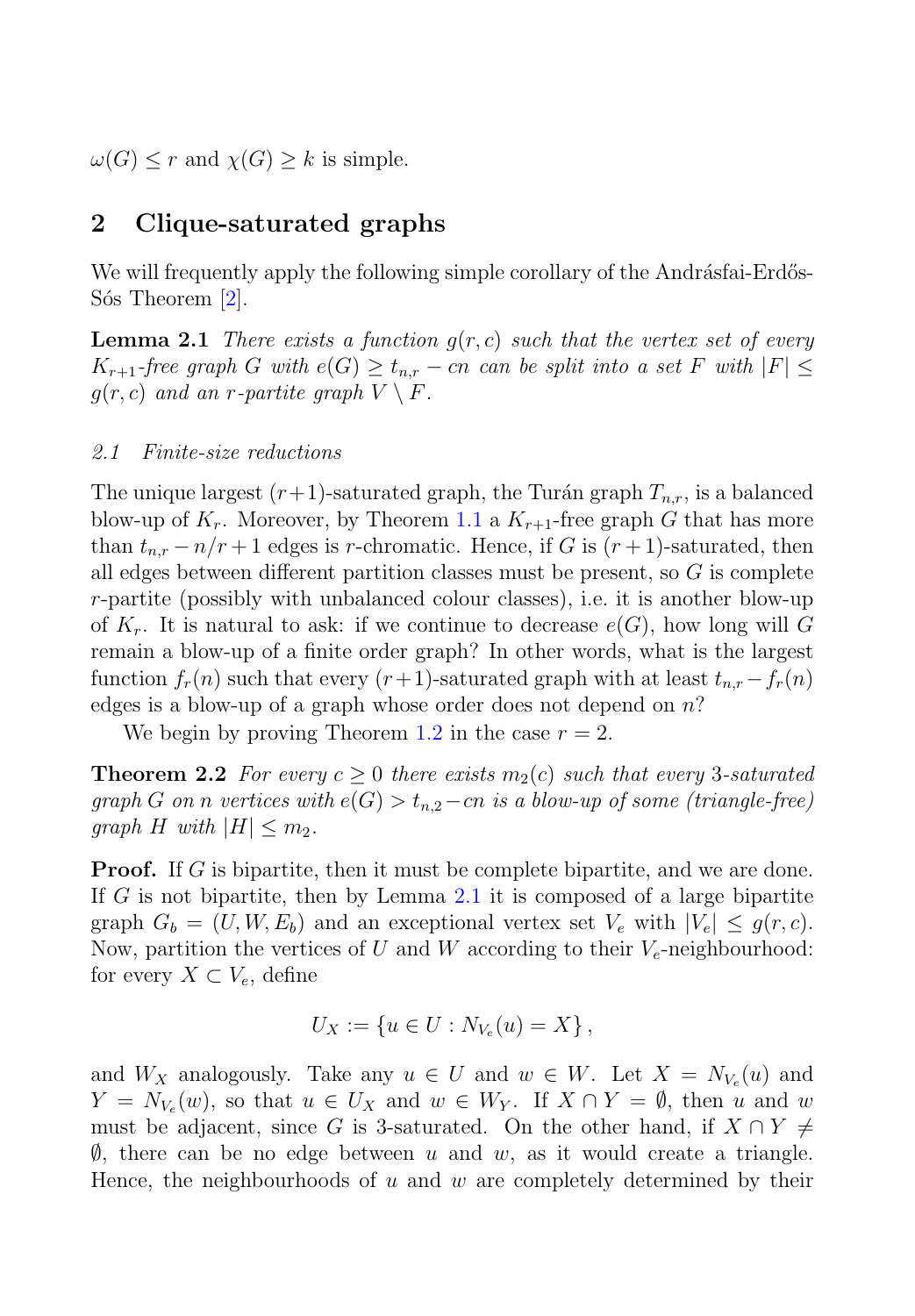$\omega(G) \leq r$ and $\chi(G) \geq k$ is simple.

## 2 Clique-saturated graphs

We will frequently apply the following simple corollary of the Andrásfai-Erdős-Sós Theorem [2].

**Lemma 2.1** *There exists a function $g(r,c)$ such that the vertex set of every $K_{r+1}$-free graph $G$ with $e(G) \geq t_{n,r} - cn$ can be split into a set $F$ with $|F| \leq g(r,c)$ and an $r$-partite graph $V \setminus F$.*

### 2.1 Finite-size reductions

The unique largest $(r+1)$-saturated graph, the Turán graph $T_{n,r}$, is a balanced blow-up of $K_r$. Moreover, by Theorem 1.1 a $K_{r+1}$-free graph $G$ that has more than $t_{n,r} - n/r + 1$ edges is $r$-chromatic. Hence, if $G$ is $(r+1)$-saturated, then all edges between different partition classes must be present, so $G$ is complete $r$-partite (possibly with unbalanced colour classes), i.e. it is another blow-up of $K_r$. It is natural to ask: if we continue to decrease $e(G)$, how long will $G$ remain a blow-up of a finite order graph? In other words, what is the largest function $f_r(n)$ such that every $(r+1)$-saturated graph with at least $t_{n,r} - f_r(n)$ edges is a blow-up of a graph whose order does not depend on $n$?

We begin by proving Theorem 1.2 in the case $r = 2$.

**Theorem 2.2** *For every $c \geq 0$ there exists $m_2(c)$ such that every 3-saturated graph $G$ on $n$ vertices with $e(G) > t_{n,2} - cn$ is a blow-up of some (triangle-free) graph $H$ with $|H| \leq m_2$.*

**Proof.** If $G$ is bipartite, then it must be complete bipartite, and we are done. If $G$ is not bipartite, then by Lemma 2.1 it is composed of a large bipartite graph $G_b = (U, W, E_b)$ and an exceptional vertex set $V_e$ with $|V_e| \leq g(r,c)$. Now, partition the vertices of $U$ and $W$ according to their $V_e$-neighbourhood: for every $X \subset V_e$, define

$$U_X := \{u \in U : N_{V_e}(u) = X\},$$

and $W_X$ analogously. Take any $u \in U$ and $w \in W$. Let $X = N_{V_e}(u)$ and $Y = N_{V_e}(w)$, so that $u \in U_X$ and $w \in W_Y$. If $X \cap Y = \emptyset$, then $u$ and $w$ must be adjacent, since $G$ is 3-saturated. On the other hand, if $X \cap Y \neq \emptyset$, there can be no edge between $u$ and $w$, as it would create a triangle. Hence, the neighbourhoods of $u$ and $w$ are completely determined by their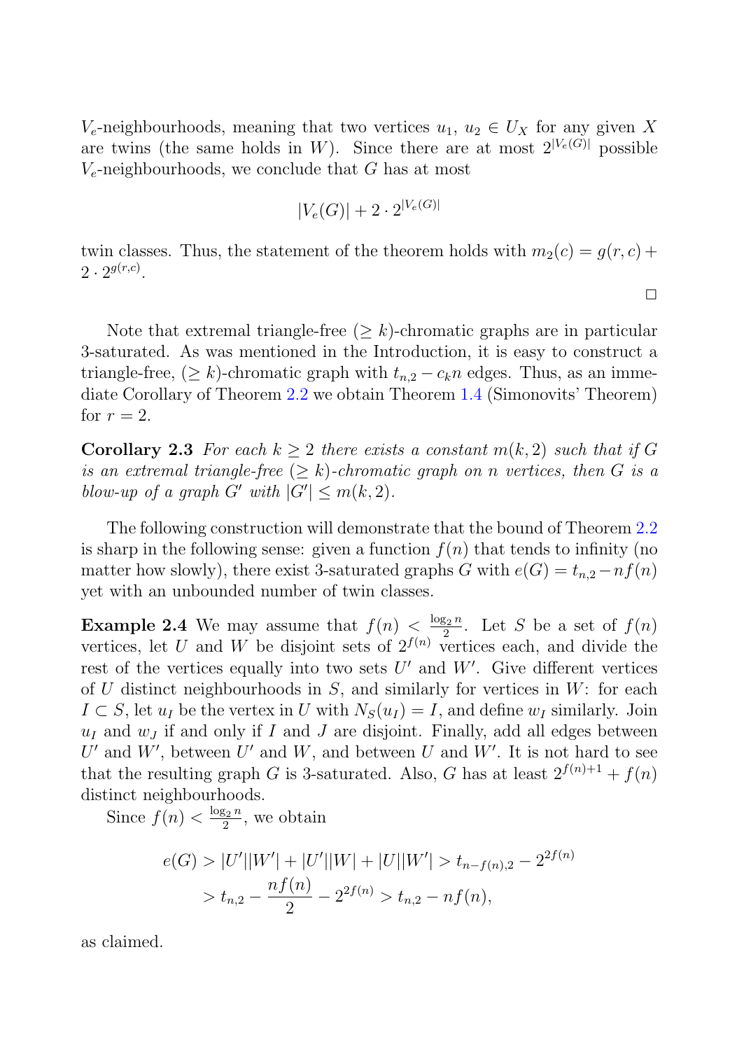$V_e$-neighbourhoods, meaning that two vertices $u_1$, $u_2 \in U_X$ for any given $X$ are twins (the same holds in $W$). Since there are at most $2^{|V_e(G)|}$ possible $V_e$-neighbourhoods, we conclude that $G$ has at most

$$|V_e(G)| + 2 \cdot 2^{|V_e(G)|}$$

twin classes. Thus, the statement of the theorem holds with $m_2(c) = g(r,c) + 2 \cdot 2^{g(r,c)}$.

□

Note that extremal triangle-free $(\geq k)$-chromatic graphs are in particular 3-saturated. As was mentioned in the Introduction, it is easy to construct a triangle-free, $(\geq k)$-chromatic graph with $t_{n,2} - c_k n$ edges. Thus, as an immediate Corollary of Theorem 2.2 we obtain Theorem 1.4 (Simonovits' Theorem) for $r = 2$.

**Corollary 2.3** *For each $k \geq 2$ there exists a constant $m(k,2)$ such that if $G$ is an extremal triangle-free $(\geq k)$-chromatic graph on $n$ vertices, then $G$ is a blow-up of a graph $G'$ with $|G'| \leq m(k,2)$.*

The following construction will demonstrate that the bound of Theorem 2.2 is sharp in the following sense: given a function $f(n)$ that tends to infinity (no matter how slowly), there exist 3-saturated graphs $G$ with $e(G) = t_{n,2} - nf(n)$ yet with an unbounded number of twin classes.

**Example 2.4** We may assume that $f(n) < \frac{\log_2 n}{2}$. Let $S$ be a set of $f(n)$ vertices, let $U$ and $W$ be disjoint sets of $2^{f(n)}$ vertices each, and divide the rest of the vertices equally into two sets $U'$ and $W'$. Give different vertices of $U$ distinct neighbourhoods in $S$, and similarly for vertices in $W$: for each $I \subset S$, let $u_I$ be the vertex in $U$ with $N_S(u_I) = I$, and define $w_I$ similarly. Join $u_I$ and $w_J$ if and only if $I$ and $J$ are disjoint. Finally, add all edges between $U'$ and $W'$, between $U'$ and $W$, and between $U$ and $W'$. It is not hard to see that the resulting graph $G$ is 3-saturated. Also, $G$ has at least $2^{f(n)+1} + f(n)$ distinct neighbourhoods.

Since $f(n) < \frac{\log_2 n}{2}$, we obtain

$$\begin{aligned} e(G) &> |U'||W'| + |U'||W| + |U||W'| > t_{n-f(n),2} - 2^{2f(n)} \\ &> t_{n,2} - \frac{nf(n)}{2} - 2^{2f(n)} > t_{n,2} - nf(n), \end{aligned}$$

as claimed.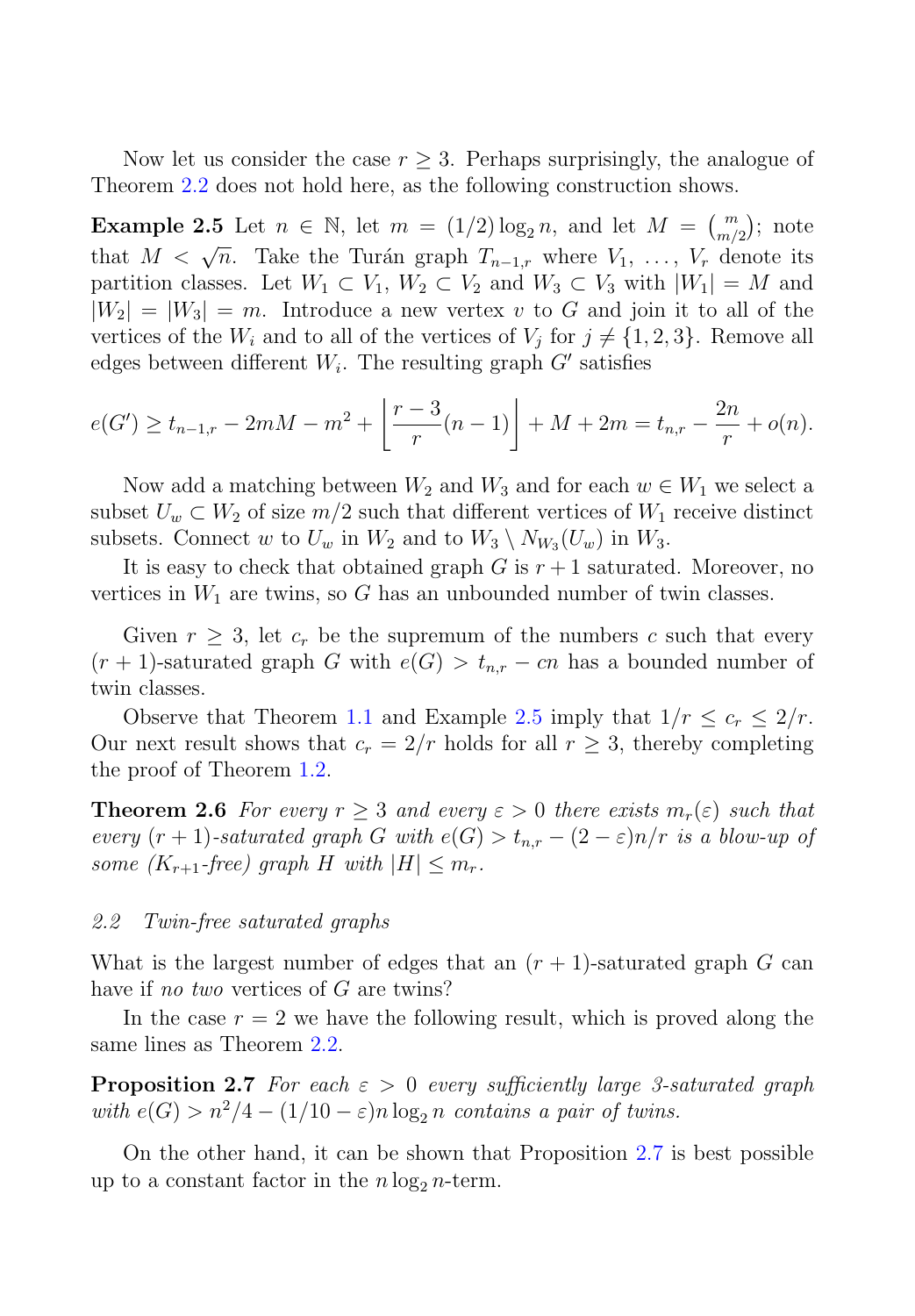Now let us consider the case $r \geq 3$. Perhaps surprisingly, the analogue of Theorem 2.2 does not hold here, as the following construction shows.

**Example 2.5** Let $n \in \mathbb{N}$, let $m = (1/2)\log_2 n$, and let $M = \binom{m}{m/2}$; note that $M < \sqrt{n}$. Take the Turán graph $T_{n-1,r}$ where $V_1, \ldots, V_r$ denote its partition classes. Let $W_1 \subset V_1$, $W_2 \subset V_2$ and $W_3 \subset V_3$ with $|W_1| = M$ and $|W_2| = |W_3| = m$. Introduce a new vertex $v$ to $G$ and join it to all of the vertices of the $W_i$ and to all of the vertices of $V_j$ for $j \neq \{1,2,3\}$. Remove all edges between different $W_i$. The resulting graph $G'$ satisfies

$$e(G') \geq t_{n-1,r} - 2mM - m^2 + \left\lfloor \frac{r-3}{r}(n-1) \right\rfloor + M + 2m = t_{n,r} - \frac{2n}{r} + o(n).$$

Now add a matching between $W_2$ and $W_3$ and for each $w \in W_1$ we select a subset $U_w \subset W_2$ of size $m/2$ such that different vertices of $W_1$ receive distinct subsets. Connect $w$ to $U_w$ in $W_2$ and to $W_3 \setminus N_{W_3}(U_w)$ in $W_3$.

It is easy to check that obtained graph $G$ is $r+1$ saturated. Moreover, no vertices in $W_1$ are twins, so $G$ has an unbounded number of twin classes.

Given $r \geq 3$, let $c_r$ be the supremum of the numbers $c$ such that every $(r+1)$-saturated graph $G$ with $e(G) > t_{n,r} - cn$ has a bounded number of twin classes.

Observe that Theorem 1.1 and Example 2.5 imply that $1/r \leq c_r \leq 2/r$. Our next result shows that $c_r = 2/r$ holds for all $r \geq 3$, thereby completing the proof of Theorem 1.2.

**Theorem 2.6** *For every $r \geq 3$ and every $\varepsilon > 0$ there exists $m_r(\varepsilon)$ such that every $(r+1)$-saturated graph $G$ with $e(G) > t_{n,r} - (2-\varepsilon)n/r$ is a blow-up of some ($K_{r+1}$-free) graph $H$ with $|H| \leq m_r$.*

### *2.2 Twin-free saturated graphs*

What is the largest number of edges that an $(r+1)$-saturated graph $G$ can have if *no two* vertices of $G$ are twins?

In the case $r = 2$ we have the following result, which is proved along the same lines as Theorem 2.2.

**Proposition 2.7** *For each $\varepsilon > 0$ every sufficiently large 3-saturated graph with $e(G) > n^2/4 - (1/10 - \varepsilon)n\log_2 n$ contains a pair of twins.*

On the other hand, it can be shown that Proposition 2.7 is best possible up to a constant factor in the $n\log_2 n$-term.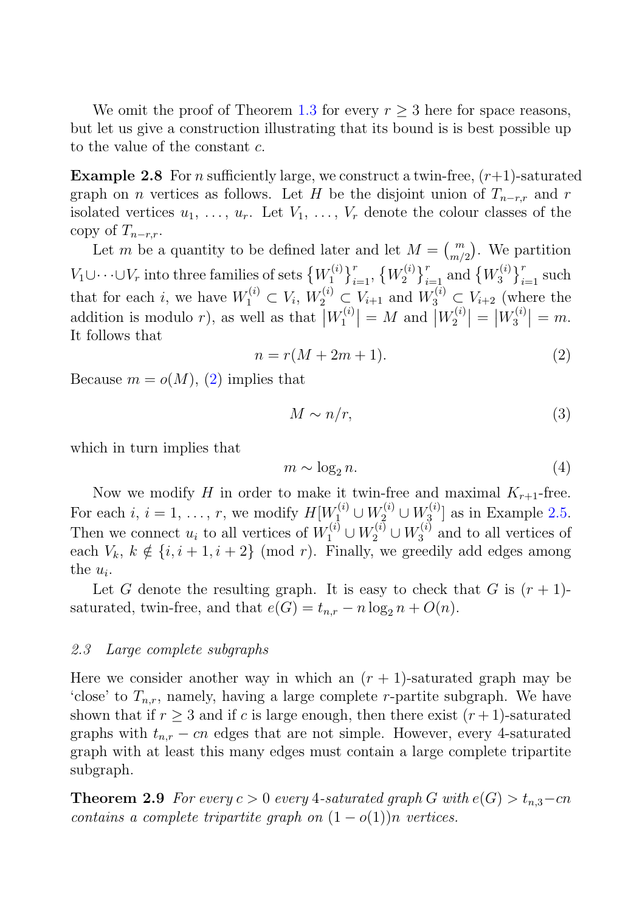We omit the proof of Theorem 1.3 for every $r \geq 3$ here for space reasons, but let us give a construction illustrating that its bound is is best possible up to the value of the constant $c$.

**Example 2.8** For $n$ sufficiently large, we construct a twin-free, $(r+1)$-saturated graph on $n$ vertices as follows. Let $H$ be the disjoint union of $T_{n-r,r}$ and $r$ isolated vertices $u_1, \ldots, u_r$. Let $V_1, \ldots, V_r$ denote the colour classes of the copy of $T_{n-r,r}$.

Let $m$ be a quantity to be defined later and let $M = \binom{m}{m/2}$. We partition $V_1 \cup \cdots \cup V_r$ into three families of sets $\{W_1^{(i)}\}_{i=1}^r$, $\{W_2^{(i)}\}_{i=1}^r$ and $\{W_3^{(i)}\}_{i=1}^r$ such that for each $i$, we have $W_1^{(i)} \subset V_i$, $W_2^{(i)} \subset V_{i+1}$ and $W_3^{(i)} \subset V_{i+2}$ (where the addition is modulo $r$), as well as that $|W_1^{(i)}| = M$ and $|W_2^{(i)}| = |W_3^{(i)}| = m$. It follows that

$$n = r(M + 2m + 1). \tag{2}$$

Because $m = o(M)$, (2) implies that

$$M \sim n/r, \tag{3}$$

which in turn implies that

$$m \sim \log_2 n. \tag{4}$$

Now we modify $H$ in order to make it twin-free and maximal $K_{r+1}$-free. For each $i$, $i = 1, \ldots, r$, we modify $H[W_1^{(i)} \cup W_2^{(i)} \cup W_3^{(i)}]$ as in Example 2.5. Then we connect $u_i$ to all vertices of $W_1^{(i)} \cup W_2^{(i)} \cup W_3^{(i)}$ and to all vertices of each $V_k$, $k \notin \{i, i+1, i+2\} \pmod r$. Finally, we greedily add edges among the $u_i$.

Let $G$ denote the resulting graph. It is easy to check that $G$ is $(r+1)$-saturated, twin-free, and that $e(G) = t_{n,r} - n \log_2 n + O(n)$.

### 2.3 *Large complete subgraphs*

Here we consider another way in which an $(r+1)$-saturated graph may be 'close' to $T_{n,r}$, namely, having a large complete $r$-partite subgraph. We have shown that if $r \geq 3$ and if $c$ is large enough, then there exist $(r+1)$-saturated graphs with $t_{n,r} - cn$ edges that are not simple. However, every 4-saturated graph with at least this many edges must contain a large complete tripartite subgraph.

**Theorem 2.9** *For every $c > 0$ every 4-saturated graph $G$ with $e(G) > t_{n,3} - cn$ contains a complete tripartite graph on $(1 - o(1))n$ vertices.*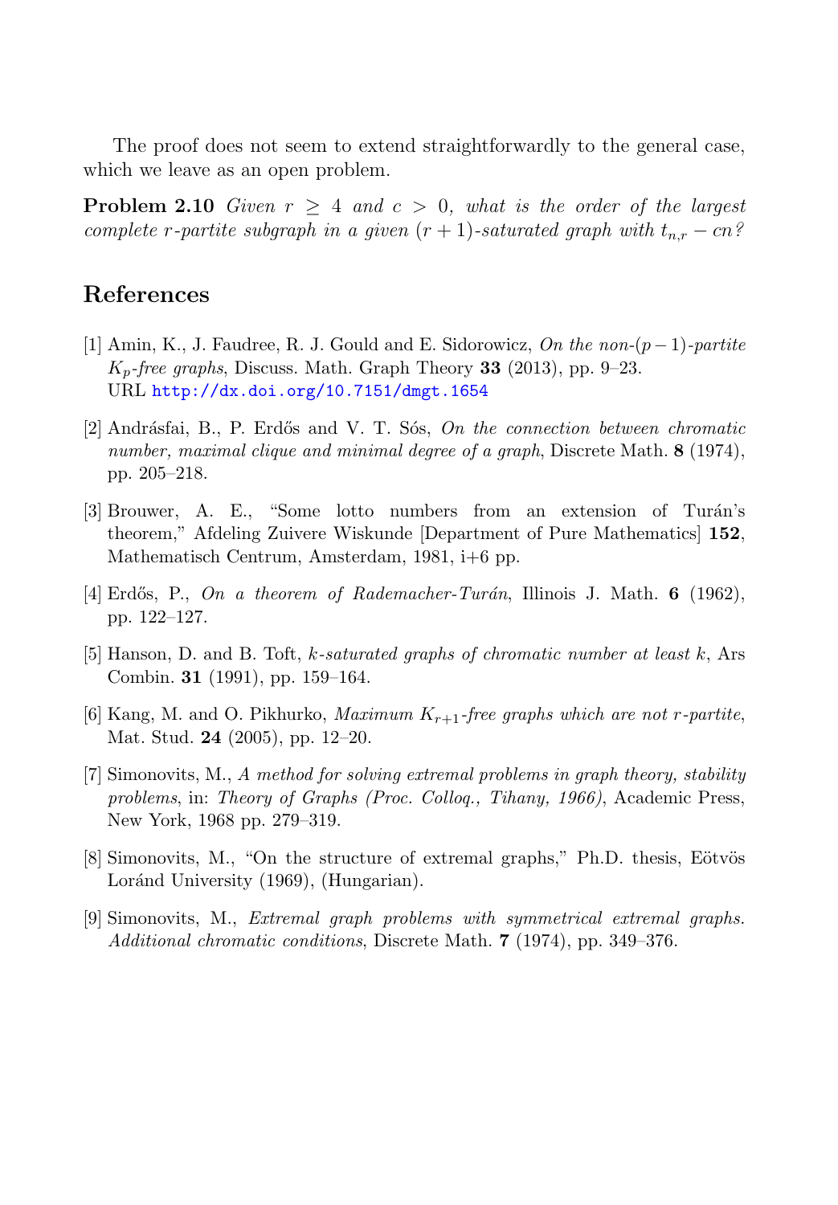The proof does not seem to extend straightforwardly to the general case, which we leave as an open problem.

**Problem 2.10** *Given $r \geq 4$ and $c > 0$, what is the order of the largest complete $r$-partite subgraph in a given $(r+1)$-saturated graph with $t_{n,r} - cn$?*

## References

[1] Amin, K., J. Faudree, R. J. Gould and E. Sidorowicz, *On the non-$(p-1)$-partite $K_p$-free graphs*, Discuss. Math. Graph Theory **33** (2013), pp. 9–23.
URL http://dx.doi.org/10.7151/dmgt.1654

[2] Andrásfai, B., P. Erdős and V. T. Sós, *On the connection between chromatic number, maximal clique and minimal degree of a graph*, Discrete Math. **8** (1974), pp. 205–218.

[3] Brouwer, A. E., "Some lotto numbers from an extension of Turán's theorem," Afdeling Zuivere Wiskunde [Department of Pure Mathematics] **152**, Mathematisch Centrum, Amsterdam, 1981, i+6 pp.

[4] Erdős, P., *On a theorem of Rademacher-Turán*, Illinois J. Math. **6** (1962), pp. 122–127.

[5] Hanson, D. and B. Toft, *$k$-saturated graphs of chromatic number at least $k$*, Ars Combin. **31** (1991), pp. 159–164.

[6] Kang, M. and O. Pikhurko, *Maximum $K_{r+1}$-free graphs which are not $r$-partite*, Mat. Stud. **24** (2005), pp. 12–20.

[7] Simonovits, M., *A method for solving extremal problems in graph theory, stability problems*, in: *Theory of Graphs (Proc. Colloq., Tihany, 1966)*, Academic Press, New York, 1968 pp. 279–319.

[8] Simonovits, M., "On the structure of extremal graphs," Ph.D. thesis, Eötvös Loránd University (1969), (Hungarian).

[9] Simonovits, M., *Extremal graph problems with symmetrical extremal graphs. Additional chromatic conditions*, Discrete Math. **7** (1974), pp. 349–376.